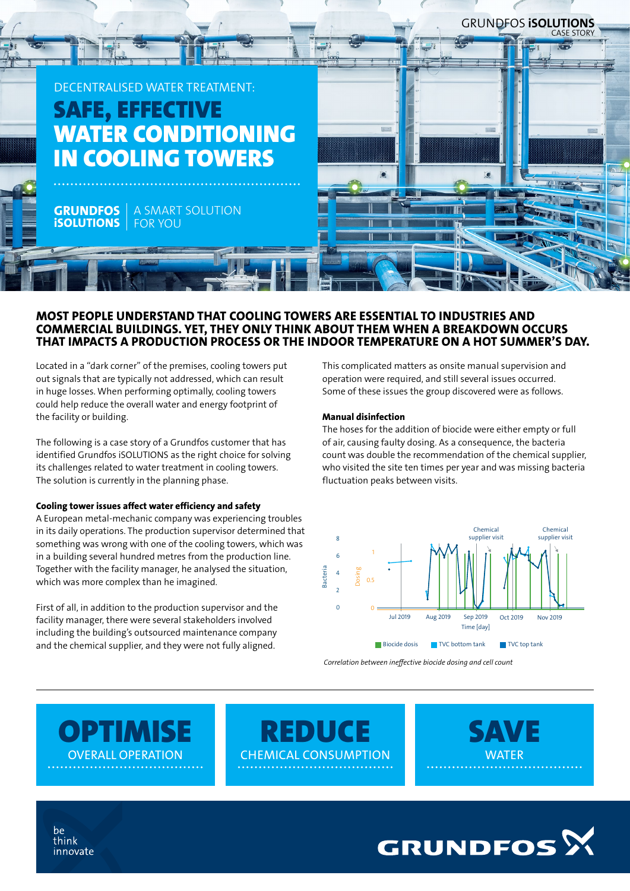DECENTRALISED WATER TREATMENT:

# SAFE, EFFECTIVE WATER CONDITIONING IN COOLING TOWERS

GRUNDFOS iSOLUTIONS | A SMART SOLUTION FOR YOU

## MOST PEOPLE UNDERSTAND THAT COOLING TOWERS ARE ESSENTIAL TO INDUSTRIES AND COMMERCIAL BUILDINGS. YET, THEY ONLY THINK ABOUT THEM WHEN A BREAKDOWN OCCURS THAT IMPACTS A PRODUCTION PROCESS OR THE INDOOR TEMPERATURE ON A HOT SUMMER'S DAY.

Located in a "dark corner" of the premises, cooling towers put out signals that are typically not addressed, which can result in huge losses. When performing optimally, cooling towers could help reduce the overall water and energy footprint of the facility or building.

The following is a case story of a Grundfos customer that has identified Grundfos iSOLUTIONS as the right choice for solving its challenges related to water treatment in cooling towers. The solution is currently in the planning phase.

**Cooling tower issues affect water efficiency and safety**

A European metal-mechanic company was experiencing troubles in its daily operations. The production supervisor determined that something was wrong with one of the cooling towers, which was in a building several hundred metres from the production line. Together with the facility manager, he analysed the situation, which was more complex than he imagined.

First of all, in addition to the production supervisor and the facility manager, there were several stakeholders involved including the building's outsourced maintenance company and the chemical supplier, and they were not fully aligned.

This complicated matters as onsite manual supervision and operation were required, and still several issues occurred. Some of these issues the group discovered were as follows.

**Manual disinfection**

The hoses for the addition of biocide were either empty or full of air, causing faulty dosing. As a consequence, the bacteria count was double the recommendation of the chemical supplier, who visited the site ten times per year and was missing bacteria fluctuation peaks between visits.

*Correlation between ineffective biocide dosing and cell count*

**OPTIMISE** OVERALL OPERATION

**REDUCE** CHEMICAL CONSUMPTION

**SAVE** WATER

be think innovate

GRUNDFOS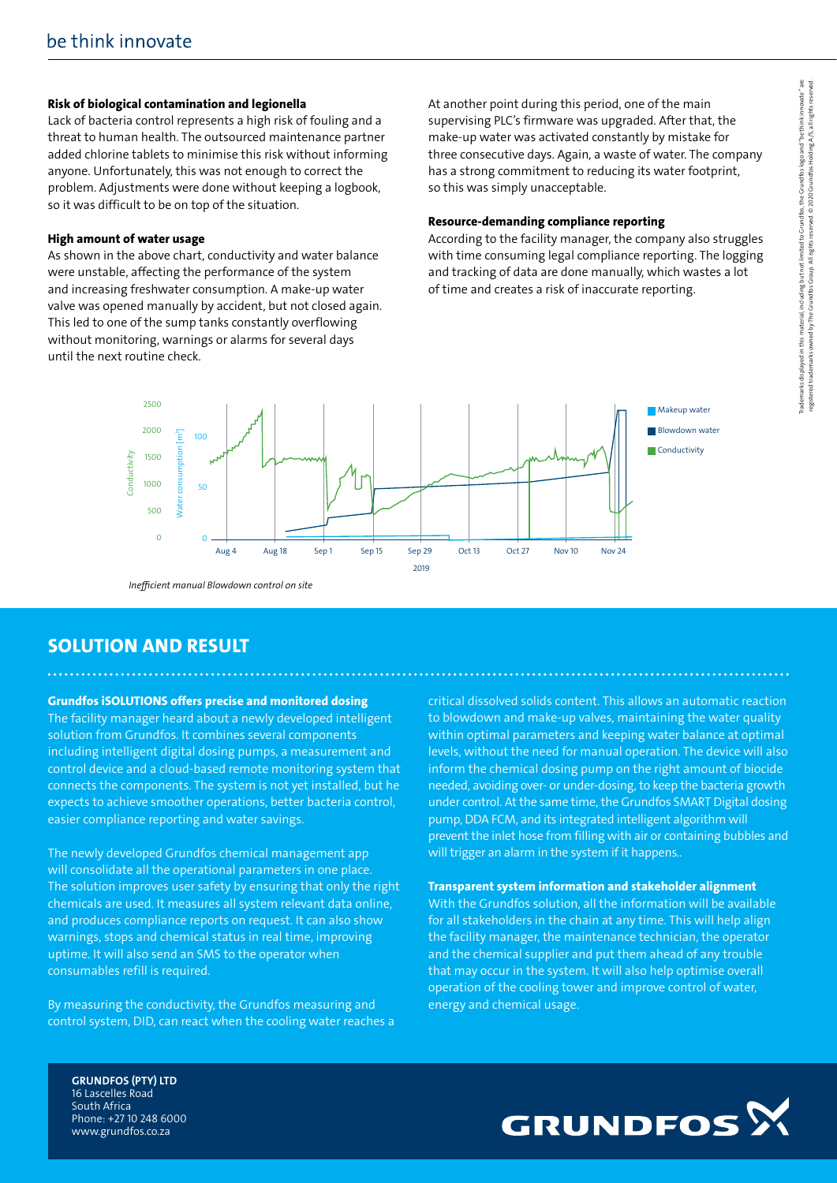### Risk of biological contamination and legionella

Lack of bacteria control represents a high risk of fouling and a threat to human health. The outsourced maintenance partner added chlorine tablets to minimise this risk without informing anyone. Unfortunately, this was not enough to correct the problem. Adjustments were done without keeping a logbook, so it was difficult to be on top of the situation.

### High amount of water usage

As shown in the above chart, conductivity and water balance were unstable, affecting the performance of the system and increasing freshwater consumption. A make-up water valve was opened manually by accident, but not closed again. This led to one of the sump tanks constantly overflowing without monitoring, warnings or alarms for several days until the next routine check.

At another point during this period, one of the main supervising PLC's firmware was upgraded. After that, the make-up water was activated constantly by mistake for three consecutive days. Again, a waste of water. The company has a strong commitment to reducing its water footprint, so this was simply unacceptable.

### Resource-demanding compliance reporting

According to the facility manager, the company also struggles with time consuming legal compliance reporting. The logging and tracking of data are done manually, which wastes a lot of time and creates a risk of inaccurate reporting.

Conductivity
2500
2000
1500
1000
500
0

Water consumption [m³]
100
50
0

Aug 4 Aug 18 Sep 1 Sep 15 Sep 29 Oct 13 Oct 27 Nov 10 Nov 24
2019

Makeup water
Blowdown water
Conductivity

*Inefficient manual Blowdown control on site*

## SOLUTION AND RESULT

### Grundfos iSOLUTIONS offers precise and monitored dosing

The facility manager heard about a newly developed intelligent solution from Grundfos. It combines several components including intelligent digital dosing pumps, a measurement and control device and a cloud-based remote monitoring system that connects the components. The system is not yet installed, but he expects to achieve smoother operations, better bacteria control, easier compliance reporting and water savings.

The newly developed Grundfos chemical management app will consolidate all the operational parameters in one place. The solution improves user safety by ensuring that only the right chemicals are used. It measures all system relevant data online, and produces compliance reports on request. It can also show warnings, stops and chemical status in real time, improving uptime. It will also send an SMS to the operator when consumables refill is required.

By measuring the conductivity, the Grundfos measuring and control system, DID, can react when the cooling water reaches a critical dissolved solids content. This allows an automatic reaction to blowdown and make-up valves, maintaining the water quality within optimal parameters and keeping water balance at optimal levels, without the need for manual operation. The device will also inform the chemical dosing pump on the right amount of biocide needed, avoiding over- or under-dosing, to keep the bacteria growth under control. At the same time, the Grundfos SMART Digital dosing pump, DDA FCM, and its integrated intelligent algorithm will prevent the inlet hose from filling with air or containing bubbles and will trigger an alarm in the system if it happens..

### Transparent system information and stakeholder alignment

With the Grundfos solution, all the information will be available for all stakeholders in the chain at any time. This will help align the facility manager, the maintenance technician, the operator and the chemical supplier and put them ahead of any trouble that may occur in the system. It will also help optimise overall operation of the cooling tower and improve control of water, energy and chemical usage.

**GRUNDFOS (PTY) LTD**
16 Lascelles Road
South Africa
Phone: +27 10 248 6000
www.grundfos.co.za

Trademarks displayed in this material, including but not limited to Grundfos, the Grundfos logo and "be think innovate" are registered trademarks owned by The Grundfos Group. All rights reserved. © 2020 Grundfos Holding A/S, all rights reserved.